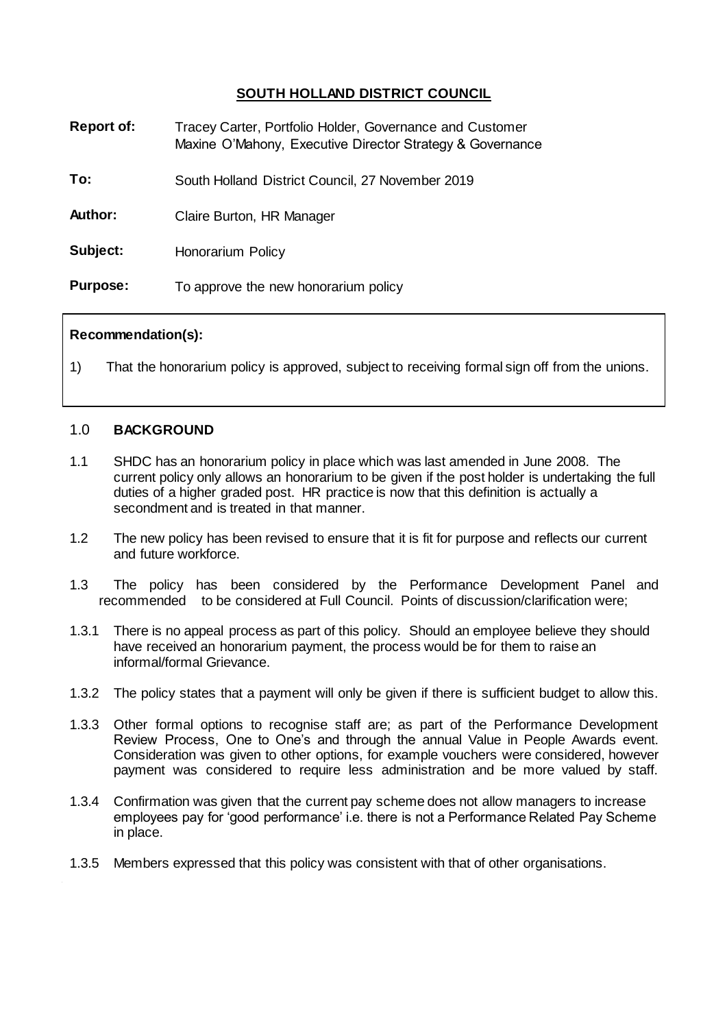**SOUTH HOLLAND DISTRICT COUNCIL**

**Report of:** Tracey Carter, Portfolio Holder, Governance and Customer
Maxine O'Mahony, Executive Director Strategy & Governance

**To:** South Holland District Council, 27 November 2019

**Author:** Claire Burton, HR Manager

**Subject:** Honorarium Policy

**Purpose:** To approve the new honorarium policy

**Recommendation(s):**

1) That the honorarium policy is approved, subject to receiving formal sign off from the unions.

## 1.0 BACKGROUND

1.1 SHDC has an honorarium policy in place which was last amended in June 2008. The current policy only allows an honorarium to be given if the post holder is undertaking the full duties of a higher graded post. HR practice is now that this definition is actually a secondment and is treated in that manner.

1.2 The new policy has been revised to ensure that it is fit for purpose and reflects our current and future workforce.

1.3 The policy has been considered by the Performance Development Panel and recommended to be considered at Full Council. Points of discussion/clarification were;

1.3.1 There is no appeal process as part of this policy. Should an employee believe they should have received an honorarium payment, the process would be for them to raise an informal/formal Grievance.

1.3.2 The policy states that a payment will only be given if there is sufficient budget to allow this.

1.3.3 Other formal options to recognise staff are; as part of the Performance Development Review Process, One to One's and through the annual Value in People Awards event. Consideration was given to other options, for example vouchers were considered, however payment was considered to require less administration and be more valued by staff.

1.3.4 Confirmation was given that the current pay scheme does not allow managers to increase employees pay for 'good performance' i.e. there is not a Performance Related Pay Scheme in place.

1.3.5 Members expressed that this policy was consistent with that of other organisations.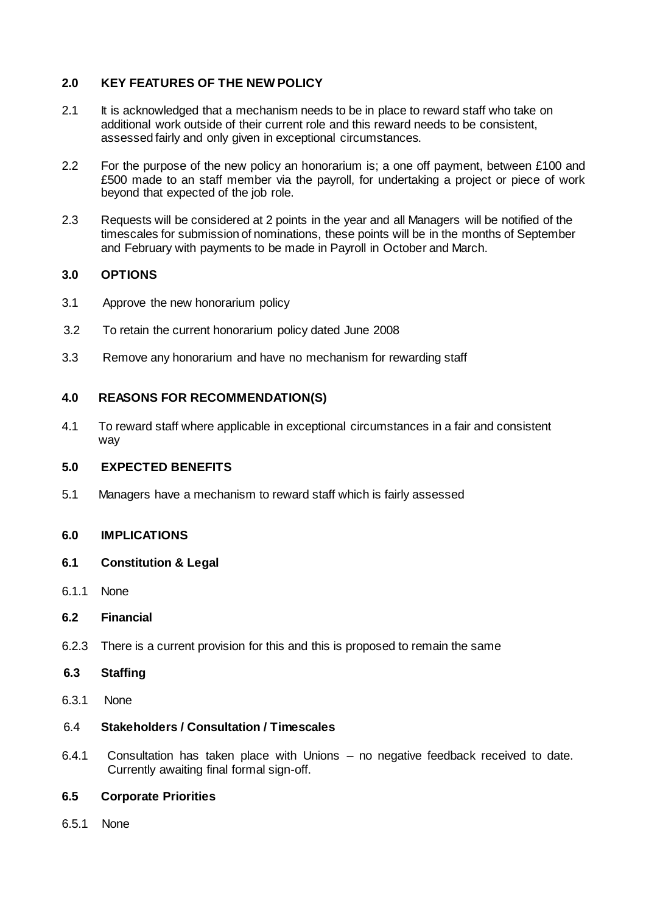## 2.0 KEY FEATURES OF THE NEW POLICY

2.1 It is acknowledged that a mechanism needs to be in place to reward staff who take on additional work outside of their current role and this reward needs to be consistent, assessed fairly and only given in exceptional circumstances.

2.2 For the purpose of the new policy an honorarium is; a one off payment, between £100 and £500 made to an staff member via the payroll, for undertaking a project or piece of work beyond that expected of the job role.

2.3 Requests will be considered at 2 points in the year and all Managers will be notified of the timescales for submission of nominations, these points will be in the months of September and February with payments to be made in Payroll in October and March.

## 3.0 OPTIONS

3.1 Approve the new honorarium policy

3.2 To retain the current honorarium policy dated June 2008

3.3 Remove any honorarium and have no mechanism for rewarding staff

## 4.0 REASONS FOR RECOMMENDATION(S)

4.1 To reward staff where applicable in exceptional circumstances in a fair and consistent way

## 5.0 EXPECTED BENEFITS

5.1 Managers have a mechanism to reward staff which is fairly assessed

## 6.0 IMPLICATIONS

### 6.1 Constitution & Legal

6.1.1 None

### 6.2 Financial

6.2.3 There is a current provision for this and this is proposed to remain the same

### 6.3 Staffing

6.3.1 None

### 6.4 Stakeholders / Consultation / Timescales

6.4.1 Consultation has taken place with Unions – no negative feedback received to date. Currently awaiting final formal sign-off.

### 6.5 Corporate Priorities

6.5.1 None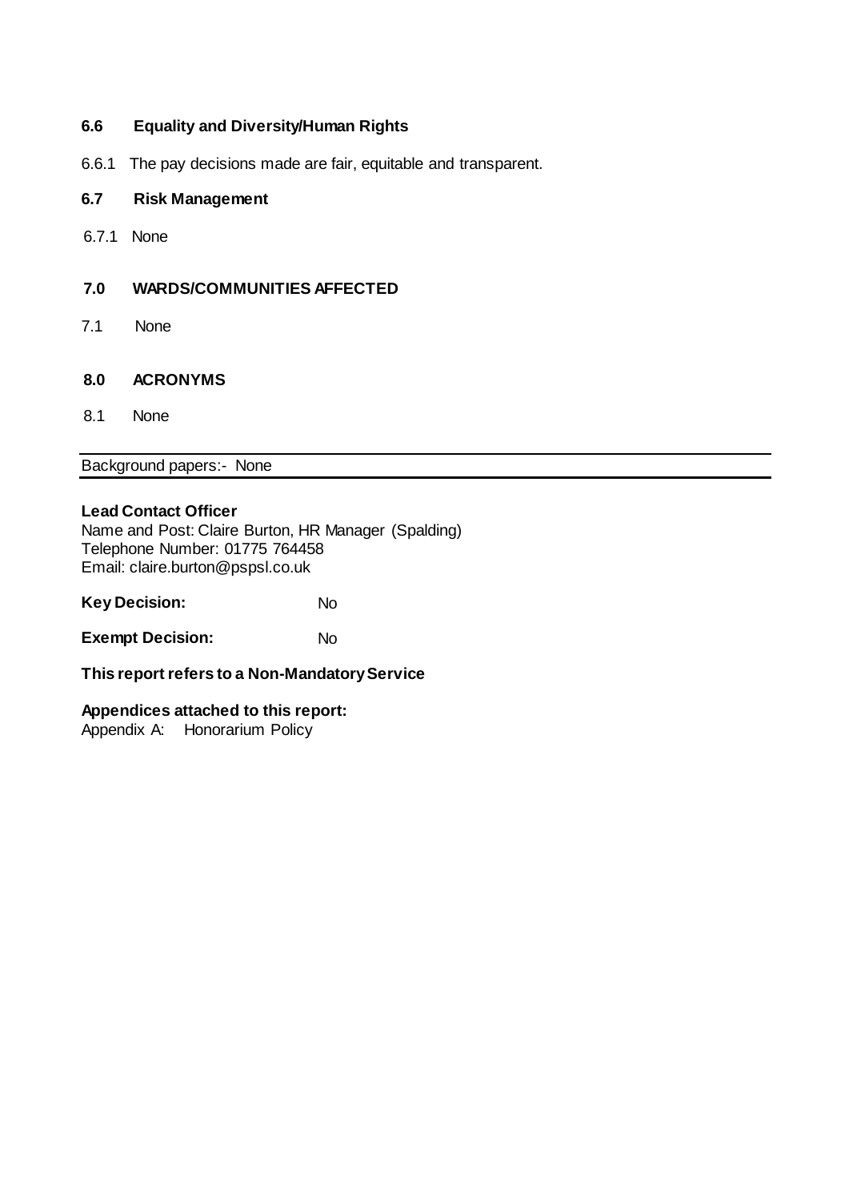### 6.6 Equality and Diversity/Human Rights

6.6.1 The pay decisions made are fair, equitable and transparent.

### 6.7 Risk Management

6.7.1 None

## 7.0 WARDS/COMMUNITIES AFFECTED

7.1 None

## 8.0 ACRONYMS

8.1 None

---

Background papers:- None

---

**Lead Contact Officer**
Name and Post: Claire Burton, HR Manager (Spalding)
Telephone Number: 01775 764458
Email: claire.burton@pspsl.co.uk

**Key Decision:** No

**Exempt Decision:** No

**This report refers to a Non-Mandatory Service**

**Appendices attached to this report:**
Appendix A: Honorarium Policy